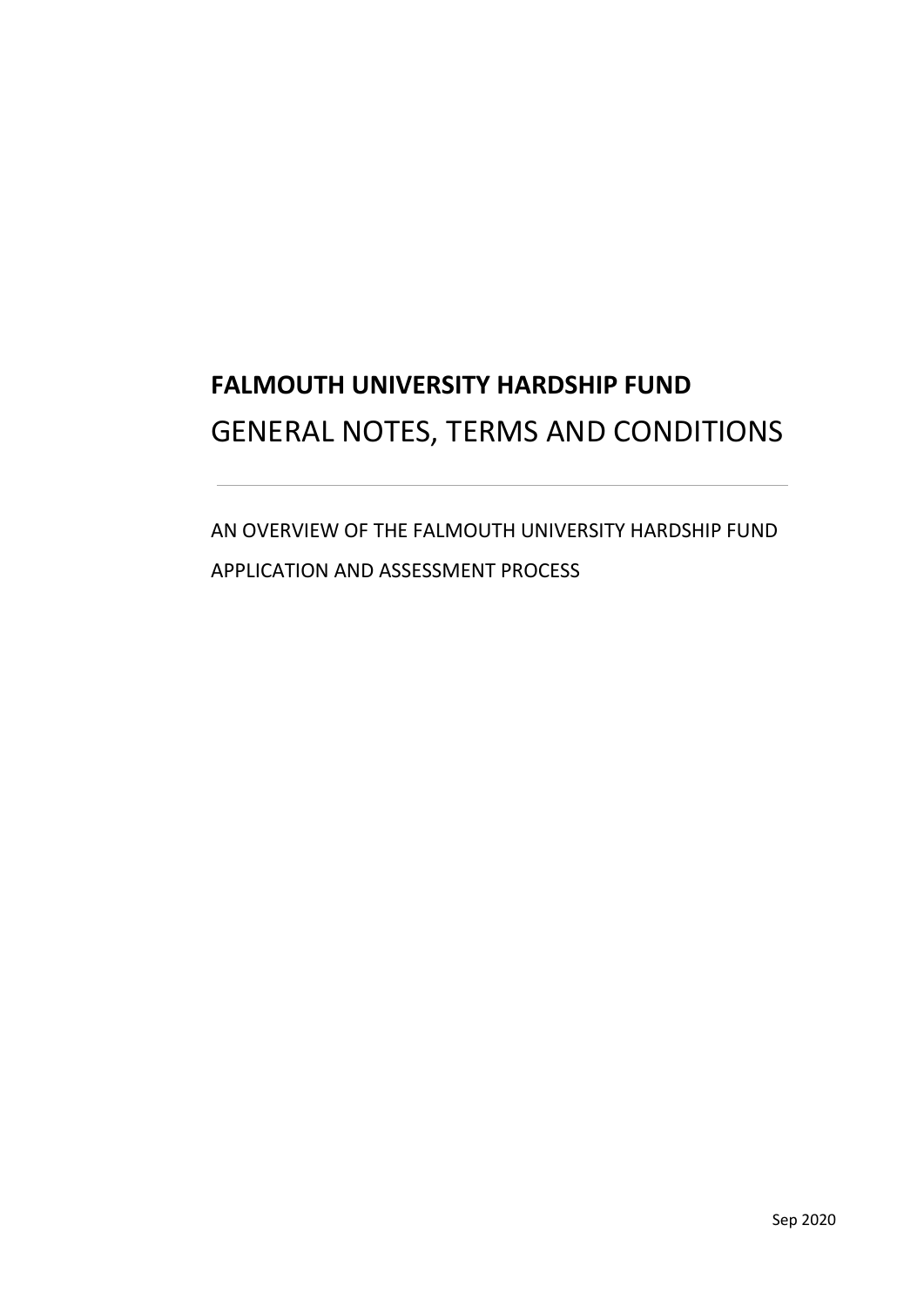# FALMOUTH UNIVERSITY HARDSHIP FUND

## GENERAL NOTES, TERMS AND CONDITIONS

---

AN OVERVIEW OF THE FALMOUTH UNIVERSITY HARDSHIP FUND APPLICATION AND ASSESSMENT PROCESS

Sep 2020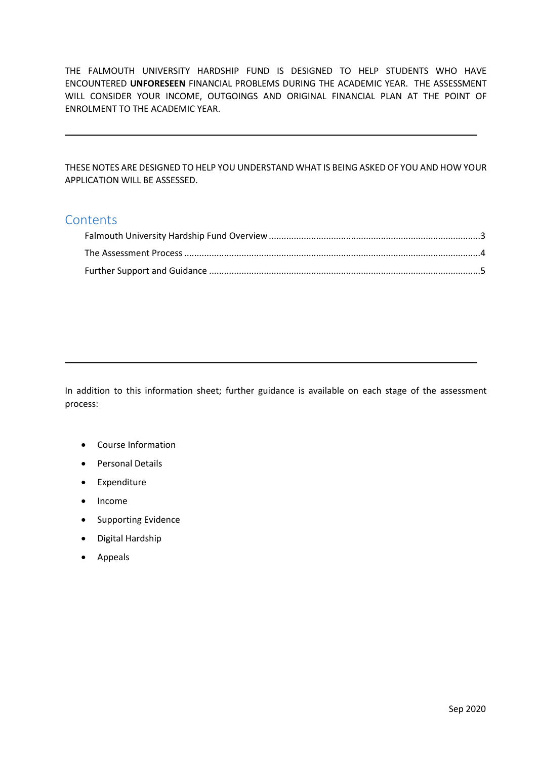THE FALMOUTH UNIVERSITY HARDSHIP FUND IS DESIGNED TO HELP STUDENTS WHO HAVE ENCOUNTERED **UNFORESEEN** FINANCIAL PROBLEMS DURING THE ACADEMIC YEAR. THE ASSESSMENT WILL CONSIDER YOUR INCOME, OUTGOINGS AND ORIGINAL FINANCIAL PLAN AT THE POINT OF ENROLMENT TO THE ACADEMIC YEAR.

---

THESE NOTES ARE DESIGNED TO HELP YOU UNDERSTAND WHAT IS BEING ASKED OF YOU AND HOW YOUR APPLICATION WILL BE ASSESSED.

## Contents

- Falmouth University Hardship Fund Overview ....................3
- The Assessment Process ....................4
- Further Support and Guidance ....................5

---

In addition to this information sheet; further guidance is available on each stage of the assessment process:

- Course Information
- Personal Details
- Expenditure
- Income
- Supporting Evidence
- Digital Hardship
- Appeals

Sep 2020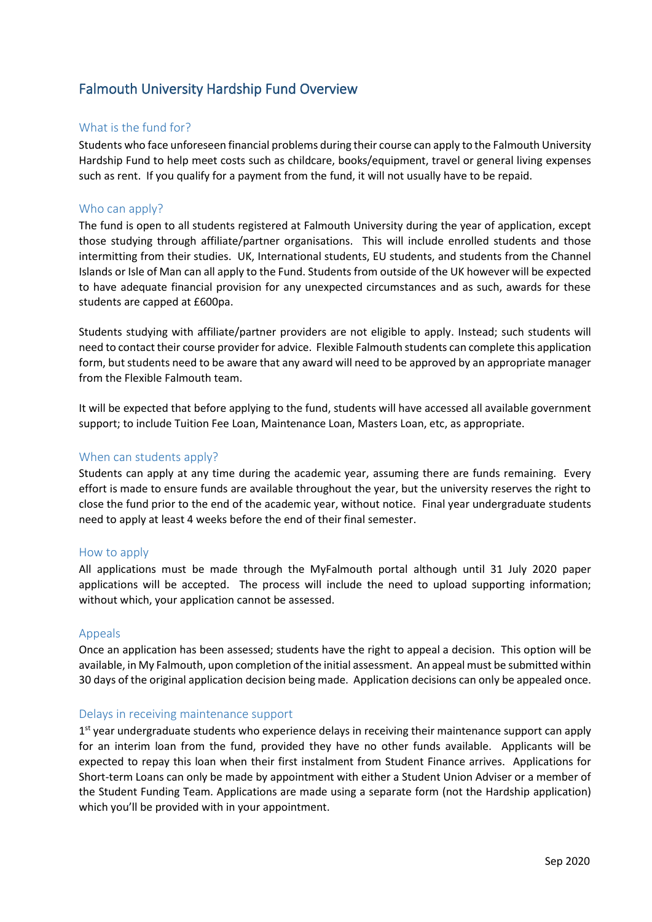# Falmouth University Hardship Fund Overview

## What is the fund for?

Students who face unforeseen financial problems during their course can apply to the Falmouth University Hardship Fund to help meet costs such as childcare, books/equipment, travel or general living expenses such as rent. If you qualify for a payment from the fund, it will not usually have to be repaid.

## Who can apply?

The fund is open to all students registered at Falmouth University during the year of application, except those studying through affiliate/partner organisations. This will include enrolled students and those intermitting from their studies. UK, International students, EU students, and students from the Channel Islands or Isle of Man can all apply to the Fund. Students from outside of the UK however will be expected to have adequate financial provision for any unexpected circumstances and as such, awards for these students are capped at £600pa.

Students studying with affiliate/partner providers are not eligible to apply. Instead; such students will need to contact their course provider for advice. Flexible Falmouth students can complete this application form, but students need to be aware that any award will need to be approved by an appropriate manager from the Flexible Falmouth team.

It will be expected that before applying to the fund, students will have accessed all available government support; to include Tuition Fee Loan, Maintenance Loan, Masters Loan, etc, as appropriate.

## When can students apply?

Students can apply at any time during the academic year, assuming there are funds remaining. Every effort is made to ensure funds are available throughout the year, but the university reserves the right to close the fund prior to the end of the academic year, without notice. Final year undergraduate students need to apply at least 4 weeks before the end of their final semester.

## How to apply

All applications must be made through the MyFalmouth portal although until 31 July 2020 paper applications will be accepted. The process will include the need to upload supporting information; without which, your application cannot be assessed.

## Appeals

Once an application has been assessed; students have the right to appeal a decision. This option will be available, in My Falmouth, upon completion of the initial assessment. An appeal must be submitted within 30 days of the original application decision being made. Application decisions can only be appealed once.

## Delays in receiving maintenance support

1st year undergraduate students who experience delays in receiving their maintenance support can apply for an interim loan from the fund, provided they have no other funds available. Applicants will be expected to repay this loan when their first instalment from Student Finance arrives. Applications for Short-term Loans can only be made by appointment with either a Student Union Adviser or a member of the Student Funding Team. Applications are made using a separate form (not the Hardship application) which you'll be provided with in your appointment.

Sep 2020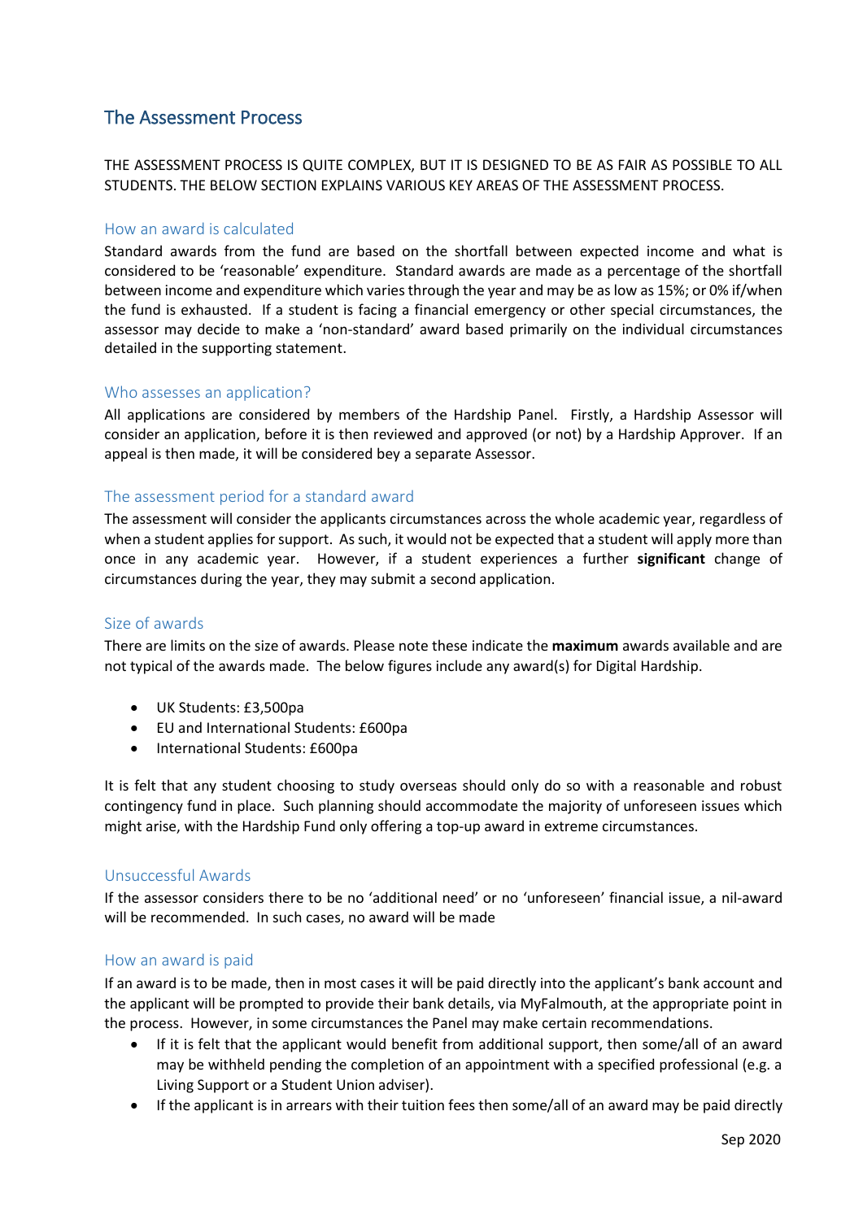## The Assessment Process

THE ASSESSMENT PROCESS IS QUITE COMPLEX, BUT IT IS DESIGNED TO BE AS FAIR AS POSSIBLE TO ALL STUDENTS. THE BELOW SECTION EXPLAINS VARIOUS KEY AREAS OF THE ASSESSMENT PROCESS.

### How an award is calculated

Standard awards from the fund are based on the shortfall between expected income and what is considered to be 'reasonable' expenditure. Standard awards are made as a percentage of the shortfall between income and expenditure which varies through the year and may be as low as 15%; or 0% if/when the fund is exhausted. If a student is facing a financial emergency or other special circumstances, the assessor may decide to make a 'non-standard' award based primarily on the individual circumstances detailed in the supporting statement.

### Who assesses an application?

All applications are considered by members of the Hardship Panel. Firstly, a Hardship Assessor will consider an application, before it is then reviewed and approved (or not) by a Hardship Approver. If an appeal is then made, it will be considered bey a separate Assessor.

### The assessment period for a standard award

The assessment will consider the applicants circumstances across the whole academic year, regardless of when a student applies for support. As such, it would not be expected that a student will apply more than once in any academic year. However, if a student experiences a further **significant** change of circumstances during the year, they may submit a second application.

### Size of awards

There are limits on the size of awards. Please note these indicate the **maximum** awards available and are not typical of the awards made. The below figures include any award(s) for Digital Hardship.

- UK Students: £3,500pa
- EU and International Students: £600pa
- International Students: £600pa

It is felt that any student choosing to study overseas should only do so with a reasonable and robust contingency fund in place. Such planning should accommodate the majority of unforeseen issues which might arise, with the Hardship Fund only offering a top-up award in extreme circumstances.

### Unsuccessful Awards

If the assessor considers there to be no 'additional need' or no 'unforeseen' financial issue, a nil-award will be recommended. In such cases, no award will be made

### How an award is paid

If an award is to be made, then in most cases it will be paid directly into the applicant's bank account and the applicant will be prompted to provide their bank details, via MyFalmouth, at the appropriate point in the process. However, in some circumstances the Panel may make certain recommendations.

- If it is felt that the applicant would benefit from additional support, then some/all of an award may be withheld pending the completion of an appointment with a specified professional (e.g. a Living Support or a Student Union adviser).
- If the applicant is in arrears with their tuition fees then some/all of an award may be paid directly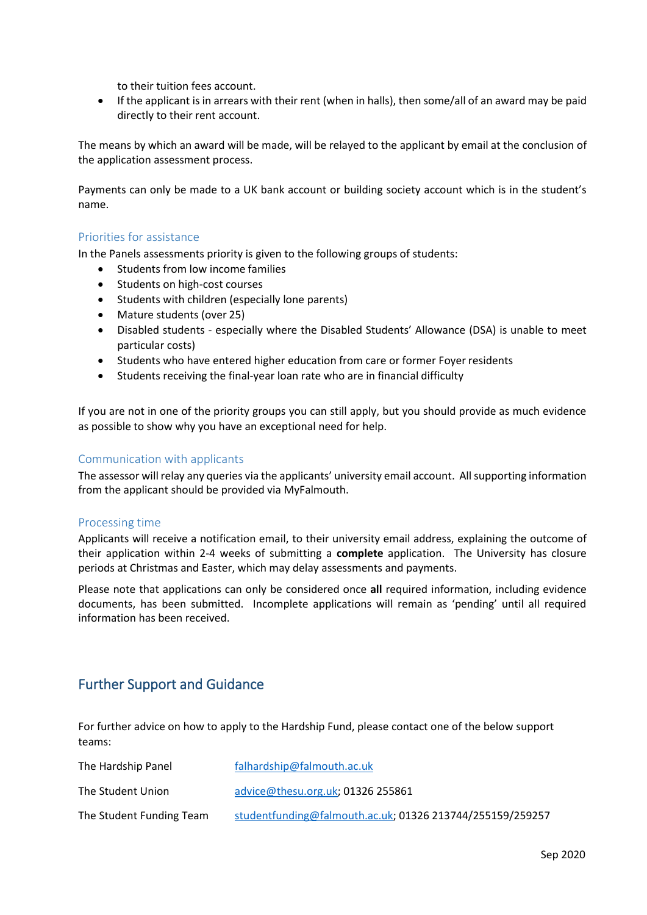to their tuition fees account.

- If the applicant is in arrears with their rent (when in halls), then some/all of an award may be paid directly to their rent account.

The means by which an award will be made, will be relayed to the applicant by email at the conclusion of the application assessment process.

Payments can only be made to a UK bank account or building society account which is in the student's name.

### Priorities for assistance

In the Panels assessments priority is given to the following groups of students:

- Students from low income families
- Students on high-cost courses
- Students with children (especially lone parents)
- Mature students (over 25)
- Disabled students - especially where the Disabled Students' Allowance (DSA) is unable to meet particular costs)
- Students who have entered higher education from care or former Foyer residents
- Students receiving the final-year loan rate who are in financial difficulty

If you are not in one of the priority groups you can still apply, but you should provide as much evidence as possible to show why you have an exceptional need for help.

### Communication with applicants

The assessor will relay any queries via the applicants' university email account. All supporting information from the applicant should be provided via MyFalmouth.

### Processing time

Applicants will receive a notification email, to their university email address, explaining the outcome of their application within 2-4 weeks of submitting a **complete** application. The University has closure periods at Christmas and Easter, which may delay assessments and payments.

Please note that applications can only be considered once **all** required information, including evidence documents, has been submitted. Incomplete applications will remain as 'pending' until all required information has been received.

## Further Support and Guidance

For further advice on how to apply to the Hardship Fund, please contact one of the below support teams:

| | |
|---|---|
| The Hardship Panel | falhardship@falmouth.ac.uk |
| The Student Union | advice@thesu.org.uk; 01326 255861 |
| The Student Funding Team | studentfunding@falmouth.ac.uk; 01326 213744/255159/259257 |

Sep 2020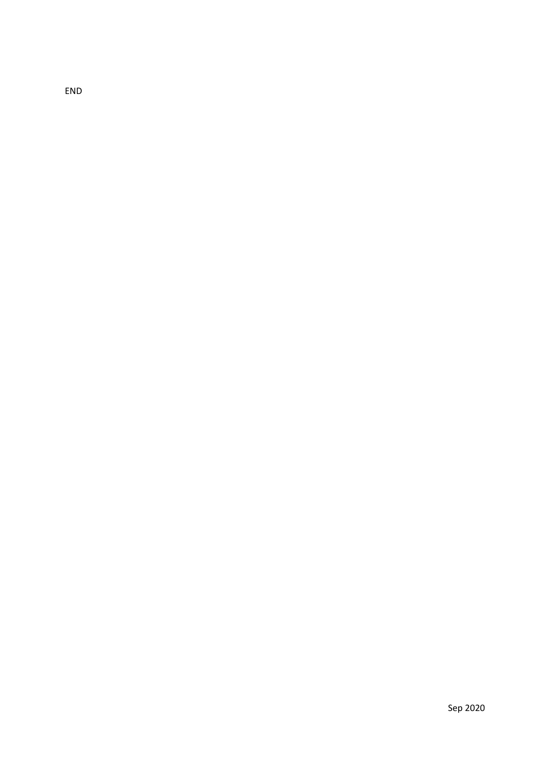END

Sep 2020